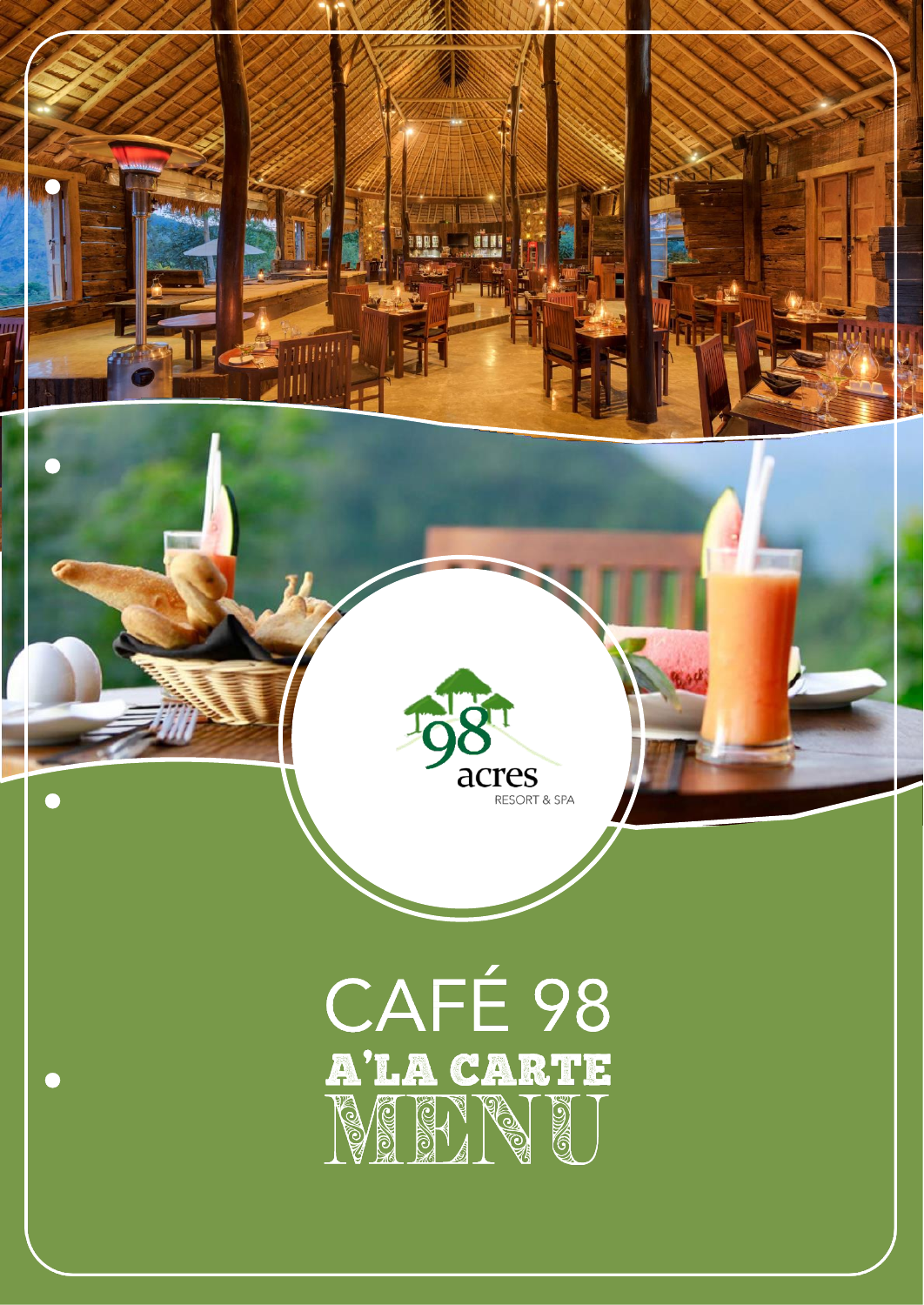98 acres
RESORT & SPA

# CAFÉ 98

## A'LA CARTE MENU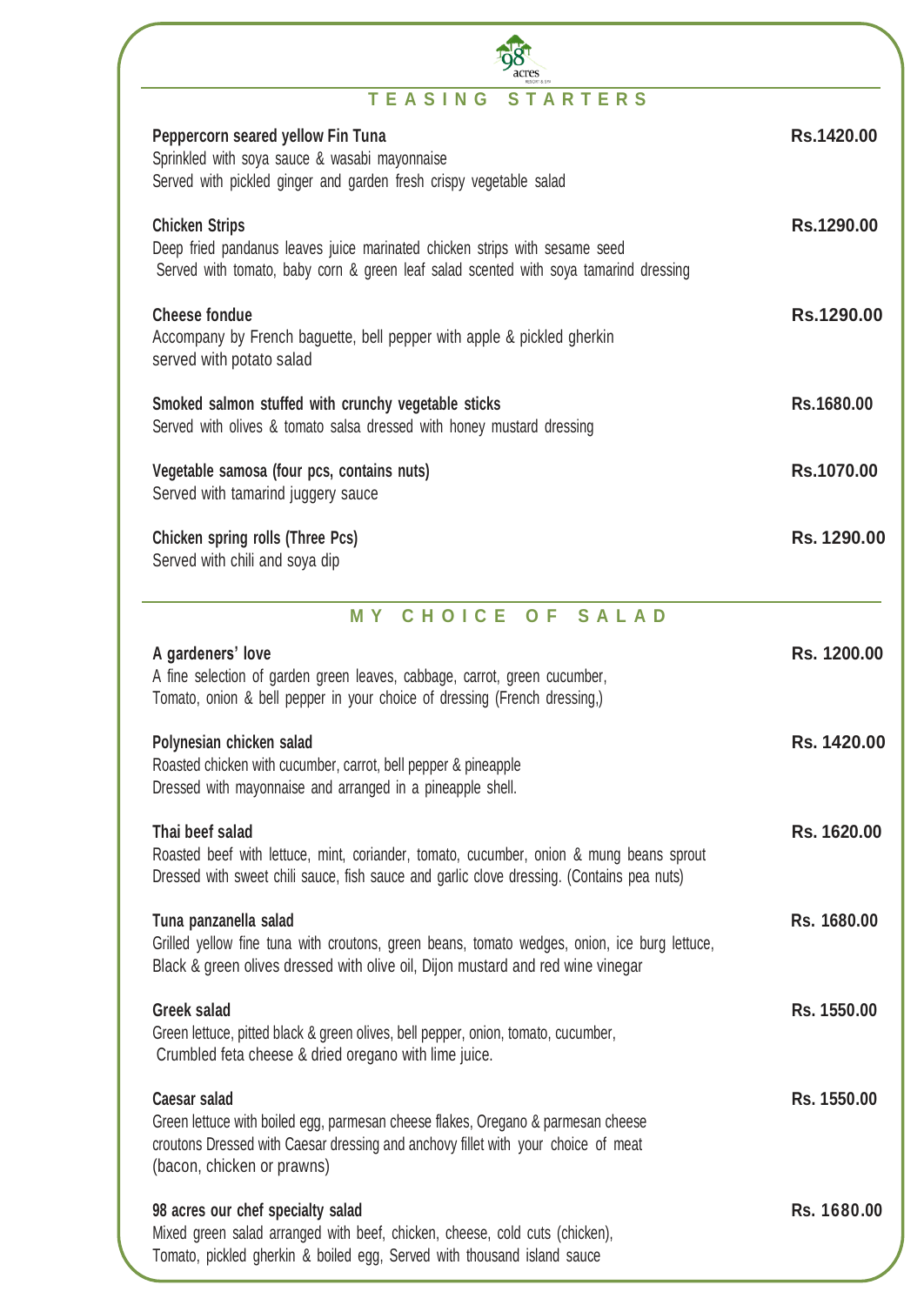## TEASING STARTERS

**Peppercorn seared yellow Fin Tuna** — **Rs.1420.00**
Sprinkled with soya sauce & wasabi mayonnaise
Served with pickled ginger and garden fresh crispy vegetable salad

**Chicken Strips** — **Rs.1290.00**
Deep fried pandanus leaves juice marinated chicken strips with sesame seed
Served with tomato, baby corn & green leaf salad scented with soya tamarind dressing

**Cheese fondue** — **Rs.1290.00**
Accompany by French baguette, bell pepper with apple & pickled gherkin
served with potato salad

**Smoked salmon stuffed with crunchy vegetable sticks** — **Rs.1680.00**
Served with olives & tomato salsa dressed with honey mustard dressing

**Vegetable samosa (four pcs, contains nuts)** — **Rs.1070.00**
Served with tamarind juggery sauce

**Chicken spring rolls (Three Pcs)** — **Rs. 1290.00**
Served with chili and soya dip

## MY CHOICE OF SALAD

**A gardeners' love** — **Rs. 1200.00**
A fine selection of garden green leaves, cabbage, carrot, green cucumber,
Tomato, onion & bell pepper in your choice of dressing (French dressing,)

**Polynesian chicken salad** — **Rs. 1420.00**
Roasted chicken with cucumber, carrot, bell pepper & pineapple
Dressed with mayonnaise and arranged in a pineapple shell.

**Thai beef salad** — **Rs. 1620.00**
Roasted beef with lettuce, mint, coriander, tomato, cucumber, onion & mung beans sprout
Dressed with sweet chili sauce, fish sauce and garlic clove dressing. (Contains pea nuts)

**Tuna panzanella salad** — **Rs. 1680.00**
Grilled yellow fine tuna with croutons, green beans, tomato wedges, onion, ice burg lettuce,
Black & green olives dressed with olive oil, Dijon mustard and red wine vinegar

**Greek salad** — **Rs. 1550.00**
Green lettuce, pitted black & green olives, bell pepper, onion, tomato, cucumber,
Crumbled feta cheese & dried oregano with lime juice.

**Caesar salad** — **Rs. 1550.00**
Green lettuce with boiled egg, parmesan cheese flakes, Oregano & parmesan cheese
croutons Dressed with Caesar dressing and anchovy fillet with your choice of meat
(bacon, chicken or prawns)

**98 acres our chef specialty salad** — **Rs. 1680.00**
Mixed green salad arranged with beef, chicken, cheese, cold cuts (chicken),
Tomato, pickled gherkin & boiled egg, Served with thousand island sauce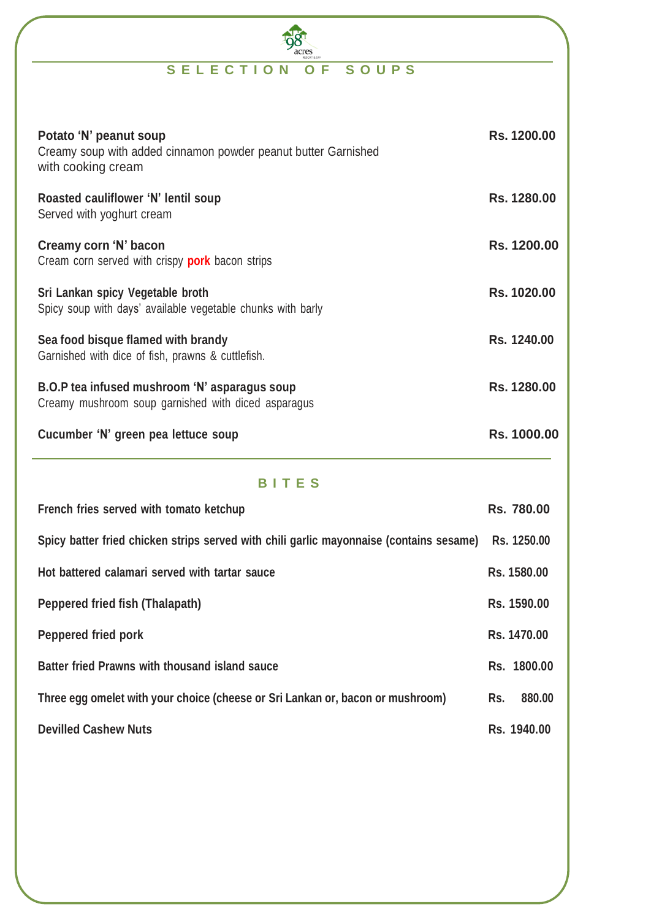## SELECTION OF SOUPS

**Potato 'N' peanut soup** — **Rs. 1200.00**
Creamy soup with added cinnamon powder peanut butter Garnished with cooking cream

**Roasted cauliflower 'N' lentil soup** — **Rs. 1280.00**
Served with yoghurt cream

**Creamy corn 'N' bacon** — **Rs. 1200.00**
Cream corn served with crispy **pork** bacon strips

**Sri Lankan spicy Vegetable broth** — **Rs. 1020.00**
Spicy soup with days' available vegetable chunks with barly

**Sea food bisque flamed with brandy** — **Rs. 1240.00**
Garnished with dice of fish, prawns & cuttlefish.

**B.O.P tea infused mushroom 'N' asparagus soup** — **Rs. 1280.00**
Creamy mushroom soup garnished with diced asparagus

**Cucumber 'N' green pea lettuce soup** — **Rs. 1000.00**

## BITES

| Item | Price |
| --- | --- |
| **French fries served with tomato ketchup** | **Rs. 780.00** |
| **Spicy batter fried chicken strips served with chili garlic mayonnaise (contains sesame)** | **Rs. 1250.00** |
| **Hot battered calamari served with tartar sauce** | **Rs. 1580.00** |
| **Peppered fried fish (Thalapath)** | **Rs. 1590.00** |
| **Peppered fried pork** | **Rs. 1470.00** |
| **Batter fried Prawns with thousand island sauce** | **Rs. 1800.00** |
| **Three egg omelet with your choice (cheese or Sri Lankan or, bacon or mushroom)** | **Rs. 880.00** |
| **Devilled Cashew Nuts** | **Rs. 1940.00** |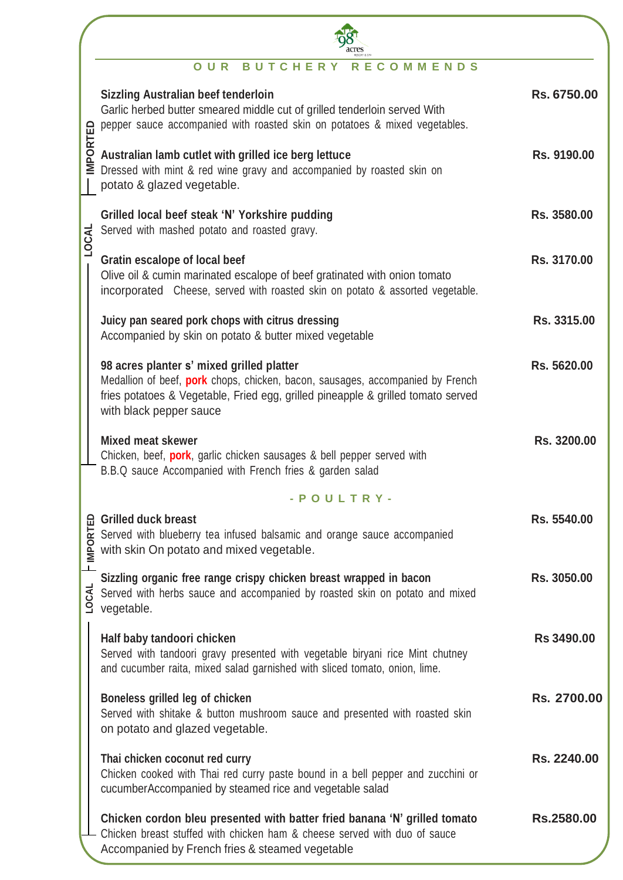98 acres

## OUR BUTCHERY RECOMMENDS

### IMPORTED

**Sizzling Australian beef tenderloin** — **Rs. 6750.00**
Garlic herbed butter smeared middle cut of grilled tenderloin served With pepper sauce accompanied with roasted skin on potatoes & mixed vegetables.

**Australian lamb cutlet with grilled ice berg lettuce** — **Rs. 9190.00**
Dressed with mint & red wine gravy and accompanied by roasted skin on potato & glazed vegetable.

### LOCAL

**Grilled local beef steak 'N' Yorkshire pudding** — **Rs. 3580.00**
Served with mashed potato and roasted gravy.

**Gratin escalope of local beef** — **Rs. 3170.00**
Olive oil & cumin marinated escalope of beef gratinated with onion tomato incorporated Cheese, served with roasted skin on potato & assorted vegetable.

**Juicy pan seared pork chops with citrus dressing** — **Rs. 3315.00**
Accompanied by skin on potato & butter mixed vegetable

**98 acres planter s' mixed grilled platter** — **Rs. 5620.00**
Medallion of beef, pork chops, chicken, bacon, sausages, accompanied by French fries potatoes & Vegetable, Fried egg, grilled pineapple & grilled tomato served with black pepper sauce

**Mixed meat skewer** — **Rs. 3200.00**
Chicken, beef, pork, garlic chicken sausages & bell pepper served with B.B.Q sauce Accompanied with French fries & garden salad

## - POULTRY -

### IMPORTED

**Grilled duck breast** — **Rs. 5540.00**
Served with blueberry tea infused balsamic and orange sauce accompanied with skin On potato and mixed vegetable.

### LOCAL

**Sizzling organic free range crispy chicken breast wrapped in bacon** — **Rs. 3050.00**
Served with herbs sauce and accompanied by roasted skin on potato and mixed vegetable.

**Half baby tandoori chicken** — **Rs 3490.00**
Served with tandoori gravy presented with vegetable biryani rice Mint chutney and cucumber raita, mixed salad garnished with sliced tomato, onion, lime.

**Boneless grilled leg of chicken** — **Rs. 2700.00**
Served with shitake & button mushroom sauce and presented with roasted skin on potato and glazed vegetable.

**Thai chicken coconut red curry** — **Rs. 2240.00**
Chicken cooked with Thai red curry paste bound in a bell pepper and zucchini or cucumberAccompanied by steamed rice and vegetable salad

**Chicken cordon bleu presented with batter fried banana 'N' grilled tomato** — **Rs.2580.00**
Chicken breast stuffed with chicken ham & cheese served with duo of sauce Accompanied by French fries & steamed vegetable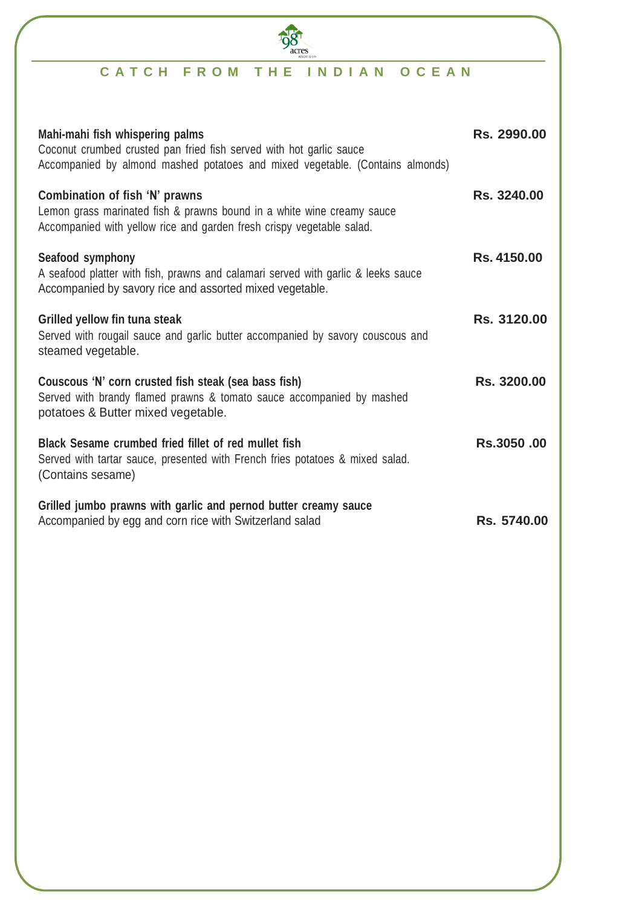# CATCH FROM THE INDIAN OCEAN

**Mahi-mahi fish whispering palms** — **Rs. 2990.00**
Coconut crumbed crusted pan fried fish served with hot garlic sauce
Accompanied by almond mashed potatoes and mixed vegetable. (Contains almonds)

**Combination of fish 'N' prawns** — **Rs. 3240.00**
Lemon grass marinated fish & prawns bound in a white wine creamy sauce
Accompanied with yellow rice and garden fresh crispy vegetable salad.

**Seafood symphony** — **Rs. 4150.00**
A seafood platter with fish, prawns and calamari served with garlic & leeks sauce
Accompanied by savory rice and assorted mixed vegetable.

**Grilled yellow fin tuna steak** — **Rs. 3120.00**
Served with rougail sauce and garlic butter accompanied by savory couscous and steamed vegetable.

**Couscous 'N' corn crusted fish steak (sea bass fish)** — **Rs. 3200.00**
Served with brandy flamed prawns & tomato sauce accompanied by mashed potatoes & Butter mixed vegetable.

**Black Sesame crumbed fried fillet of red mullet fish** — **Rs.3050 .00**
Served with tartar sauce, presented with French fries potatoes & mixed salad.
(Contains sesame)

**Grilled jumbo prawns with garlic and pernod butter creamy sauce** — **Rs. 5740.00**
Accompanied by egg and corn rice with Switzerland salad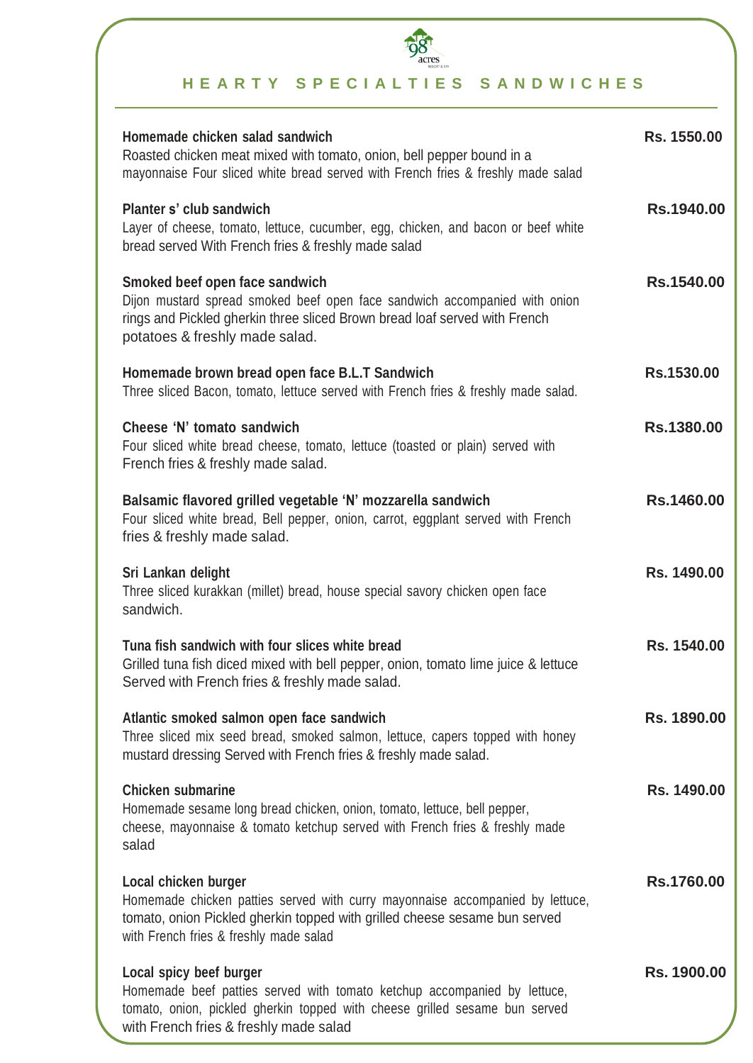98 acres

## HEARTY SPECIALTIES SANDWICHES

**Homemade chicken salad sandwich** — Rs. 1550.00
Roasted chicken meat mixed with tomato, onion, bell pepper bound in a mayonnaise Four sliced white bread served with French fries & freshly made salad

**Planter s' club sandwich** — Rs.1940.00
Layer of cheese, tomato, lettuce, cucumber, egg, chicken, and bacon or beef white bread served With French fries & freshly made salad

**Smoked beef open face sandwich** — Rs.1540.00
Dijon mustard spread smoked beef open face sandwich accompanied with onion rings and Pickled gherkin three sliced Brown bread loaf served with French potatoes & freshly made salad.

**Homemade brown bread open face B.L.T Sandwich** — Rs.1530.00
Three sliced Bacon, tomato, lettuce served with French fries & freshly made salad.

**Cheese 'N' tomato sandwich** — Rs.1380.00
Four sliced white bread cheese, tomato, lettuce (toasted or plain) served with French fries & freshly made salad.

**Balsamic flavored grilled vegetable 'N' mozzarella sandwich** — Rs.1460.00
Four sliced white bread, Bell pepper, onion, carrot, eggplant served with French fries & freshly made salad.

**Sri Lankan delight** — Rs. 1490.00
Three sliced kurakkan (millet) bread, house special savory chicken open face sandwich.

**Tuna fish sandwich with four slices white bread** — Rs. 1540.00
Grilled tuna fish diced mixed with bell pepper, onion, tomato lime juice & lettuce Served with French fries & freshly made salad.

**Atlantic smoked salmon open face sandwich** — Rs. 1890.00
Three sliced mix seed bread, smoked salmon, lettuce, capers topped with honey mustard dressing Served with French fries & freshly made salad.

**Chicken submarine** — Rs. 1490.00
Homemade sesame long bread chicken, onion, tomato, lettuce, bell pepper, cheese, mayonnaise & tomato ketchup served with French fries & freshly made salad

**Local chicken burger** — Rs.1760.00
Homemade chicken patties served with curry mayonnaise accompanied by lettuce, tomato, onion Pickled gherkin topped with grilled cheese sesame bun served with French fries & freshly made salad

**Local spicy beef burger** — Rs. 1900.00
Homemade beef patties served with tomato ketchup accompanied by lettuce, tomato, onion, pickled gherkin topped with cheese grilled sesame bun served with French fries & freshly made salad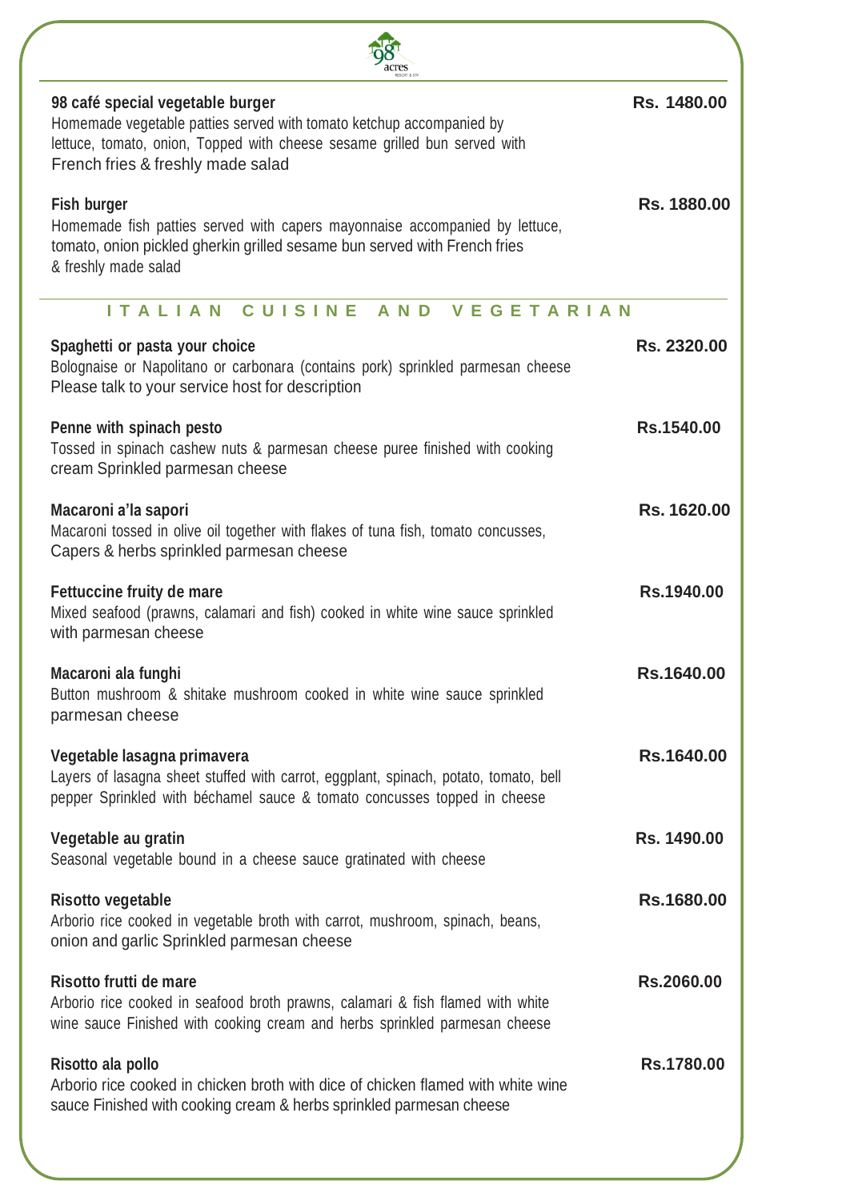**98 café special vegetable burger** Rs. 1480.00

Homemade vegetable patties served with tomato ketchup accompanied by lettuce, tomato, onion, Topped with cheese sesame grilled bun served with French fries & freshly made salad

**Fish burger** Rs. 1880.00

Homemade fish patties served with capers mayonnaise accompanied by lettuce, tomato, onion pickled gherkin grilled sesame bun served with French fries & freshly made salad

## ITALIAN CUISINE AND VEGETARIAN

**Spaghetti or pasta your choice** Rs. 2320.00

Bolognaise or Napolitano or carbonara (contains pork) sprinkled parmesan cheese Please talk to your service host for description

**Penne with spinach pesto** Rs.1540.00

Tossed in spinach cashew nuts & parmesan cheese puree finished with cooking cream Sprinkled parmesan cheese

**Macaroni a'la sapori** Rs. 1620.00

Macaroni tossed in olive oil together with flakes of tuna fish, tomato concusses, Capers & herbs sprinkled parmesan cheese

**Fettuccine fruity de mare** Rs.1940.00

Mixed seafood (prawns, calamari and fish) cooked in white wine sauce sprinkled with parmesan cheese

**Macaroni ala funghi** Rs.1640.00

Button mushroom & shitake mushroom cooked in white wine sauce sprinkled parmesan cheese

**Vegetable lasagna primavera** Rs.1640.00

Layers of lasagna sheet stuffed with carrot, eggplant, spinach, potato, tomato, bell pepper Sprinkled with béchamel sauce & tomato concusses topped in cheese

**Vegetable au gratin** Rs. 1490.00

Seasonal vegetable bound in a cheese sauce gratinated with cheese

**Risotto vegetable** Rs.1680.00

Arborio rice cooked in vegetable broth with carrot, mushroom, spinach, beans, onion and garlic Sprinkled parmesan cheese

**Risotto frutti de mare** Rs.2060.00

Arborio rice cooked in seafood broth prawns, calamari & fish flamed with white wine sauce Finished with cooking cream and herbs sprinkled parmesan cheese

**Risotto ala pollo** Rs.1780.00

Arborio rice cooked in chicken broth with dice of chicken flamed with white wine sauce Finished with cooking cream & herbs sprinkled parmesan cheese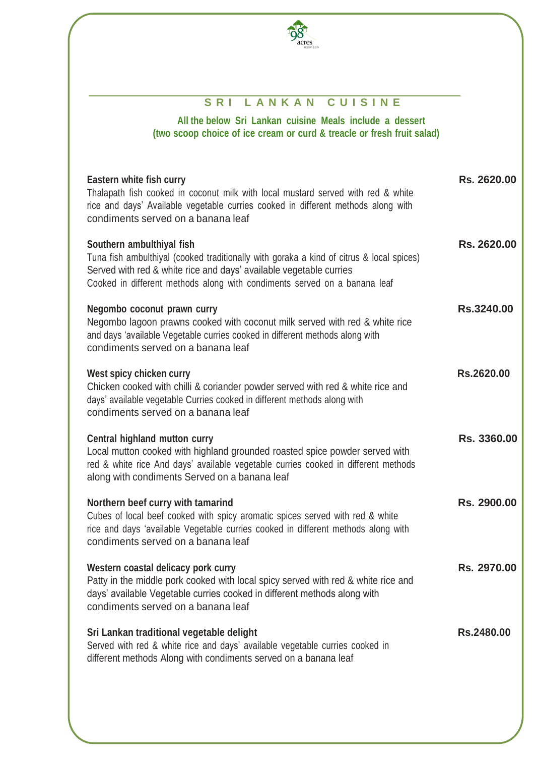## SRI LANKAN CUISINE

**All the below Sri Lankan cuisine Meals include a dessert (two scoop choice of ice cream or curd & treacle or fresh fruit salad)**

**Eastern white fish curry** — **Rs. 2620.00**
Thalapath fish cooked in coconut milk with local mustard served with red & white rice and days' Available vegetable curries cooked in different methods along with condiments served on a banana leaf

**Southern ambulthiyal fish** — **Rs. 2620.00**
Tuna fish ambulthiyal (cooked traditionally with goraka a kind of citrus & local spices) Served with red & white rice and days' available vegetable curries Cooked in different methods along with condiments served on a banana leaf

**Negombo coconut prawn curry** — **Rs.3240.00**
Negombo lagoon prawns cooked with coconut milk served with red & white rice and days 'available Vegetable curries cooked in different methods along with condiments served on a banana leaf

**West spicy chicken curry** — **Rs.2620.00**
Chicken cooked with chilli & coriander powder served with red & white rice and days' available vegetable Curries cooked in different methods along with condiments served on a banana leaf

**Central highland mutton curry** — **Rs. 3360.00**
Local mutton cooked with highland grounded roasted spice powder served with red & white rice And days' available vegetable curries cooked in different methods along with condiments Served on a banana leaf

**Northern beef curry with tamarind** — **Rs. 2900.00**
Cubes of local beef cooked with spicy aromatic spices served with red & white rice and days 'available Vegetable curries cooked in different methods along with condiments served on a banana leaf

**Western coastal delicacy pork curry** — **Rs. 2970.00**
Patty in the middle pork cooked with local spicy served with red & white rice and days' available Vegetable curries cooked in different methods along with condiments served on a banana leaf

**Sri Lankan traditional vegetable delight** — **Rs.2480.00**
Served with red & white rice and days' available vegetable curries cooked in different methods Along with condiments served on a banana leaf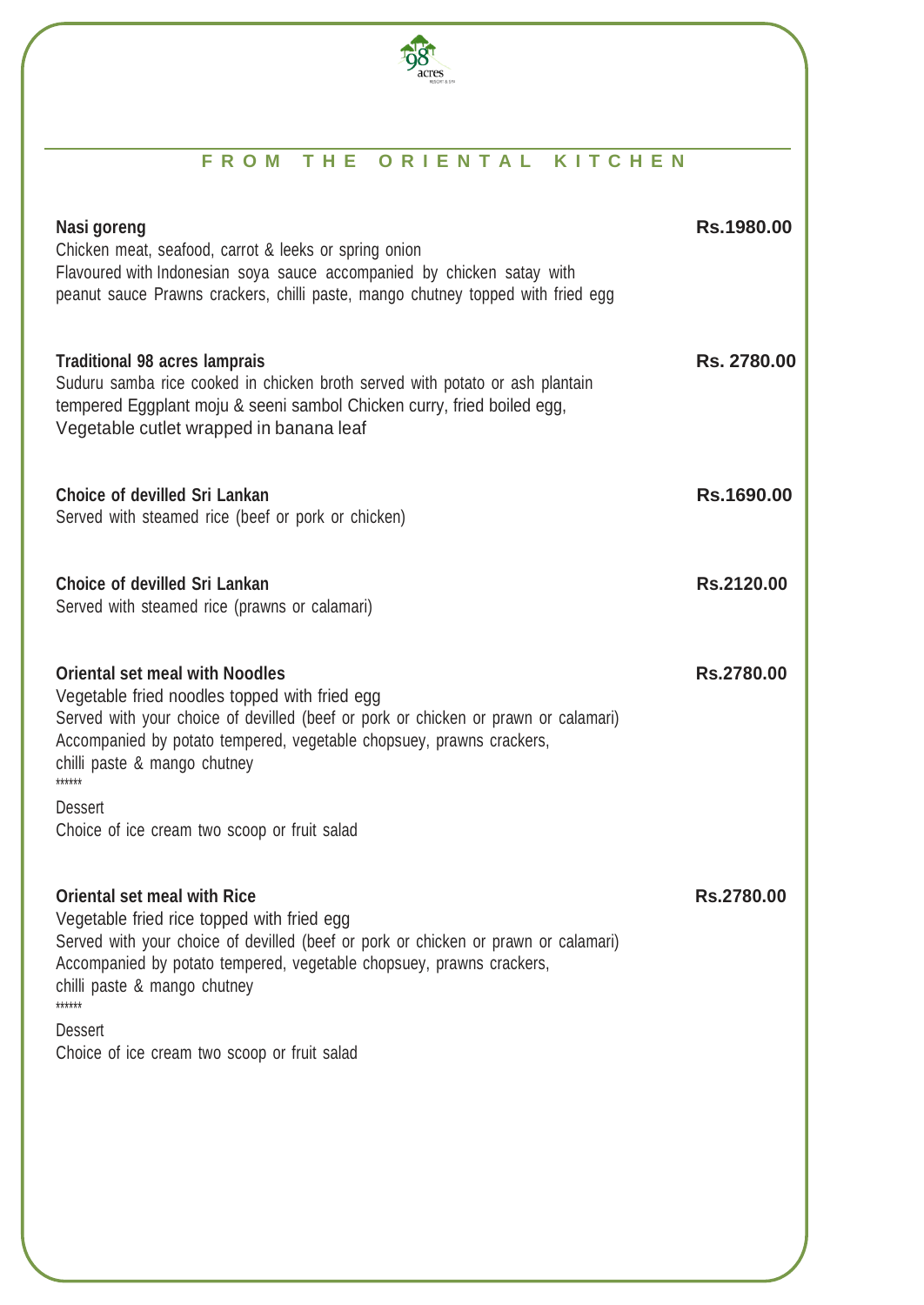## FROM THE ORIENTAL KITCHEN

**Nasi goreng** — **Rs.1980.00**
Chicken meat, seafood, carrot & leeks or spring onion
Flavoured with Indonesian soya sauce accompanied by chicken satay with
peanut sauce Prawns crackers, chilli paste, mango chutney topped with fried egg

**Traditional 98 acres lamprais** — **Rs. 2780.00**
Suduru samba rice cooked in chicken broth served with potato or ash plantain
tempered Eggplant moju & seeni sambol Chicken curry, fried boiled egg,
Vegetable cutlet wrapped in banana leaf

**Choice of devilled Sri Lankan** — **Rs.1690.00**
Served with steamed rice (beef or pork or chicken)

**Choice of devilled Sri Lankan** — **Rs.2120.00**
Served with steamed rice (prawns or calamari)

**Oriental set meal with Noodles** — **Rs.2780.00**
Vegetable fried noodles topped with fried egg
Served with your choice of devilled (beef or pork or chicken or prawn or calamari)
Accompanied by potato tempered, vegetable chopsuey, prawns crackers,
chilli paste & mango chutney
******
Dessert
Choice of ice cream two scoop or fruit salad

**Oriental set meal with Rice** — **Rs.2780.00**
Vegetable fried rice topped with fried egg
Served with your choice of devilled (beef or pork or chicken or prawn or calamari)
Accompanied by potato tempered, vegetable chopsuey, prawns crackers,
chilli paste & mango chutney
******
Dessert
Choice of ice cream two scoop or fruit salad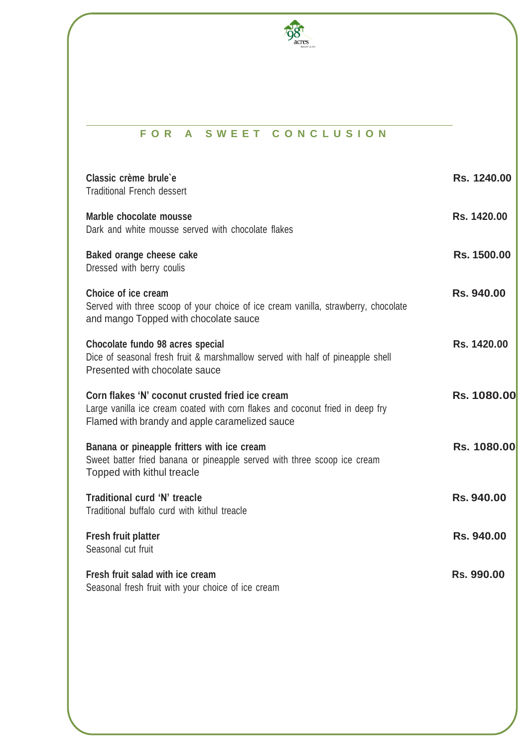## FOR A SWEET CONCLUSION

**Classic crème brule`e** — **Rs. 1240.00**
Traditional French dessert

**Marble chocolate mousse** — **Rs. 1420.00**
Dark and white mousse served with chocolate flakes

**Baked orange cheese cake** — **Rs. 1500.00**
Dressed with berry coulis

**Choice of ice cream** — **Rs. 940.00**
Served with three scoop of your choice of ice cream vanilla, strawberry, chocolate and mango Topped with chocolate sauce

**Chocolate fundo 98 acres special** — **Rs. 1420.00**
Dice of seasonal fresh fruit & marshmallow served with half of pineapple shell Presented with chocolate sauce

**Corn flakes 'N' coconut crusted fried ice cream** — **Rs. 1080.00**
Large vanilla ice cream coated with corn flakes and coconut fried in deep fry Flamed with brandy and apple caramelized sauce

**Banana or pineapple fritters with ice cream** — **Rs. 1080.00**
Sweet batter fried banana or pineapple served with three scoop ice cream Topped with kithul treacle

**Traditional curd 'N' treacle** — **Rs. 940.00**
Traditional buffalo curd with kithul treacle

**Fresh fruit platter** — **Rs. 940.00**
Seasonal cut fruit

**Fresh fruit salad with ice cream** — **Rs. 990.00**
Seasonal fresh fruit with your choice of ice cream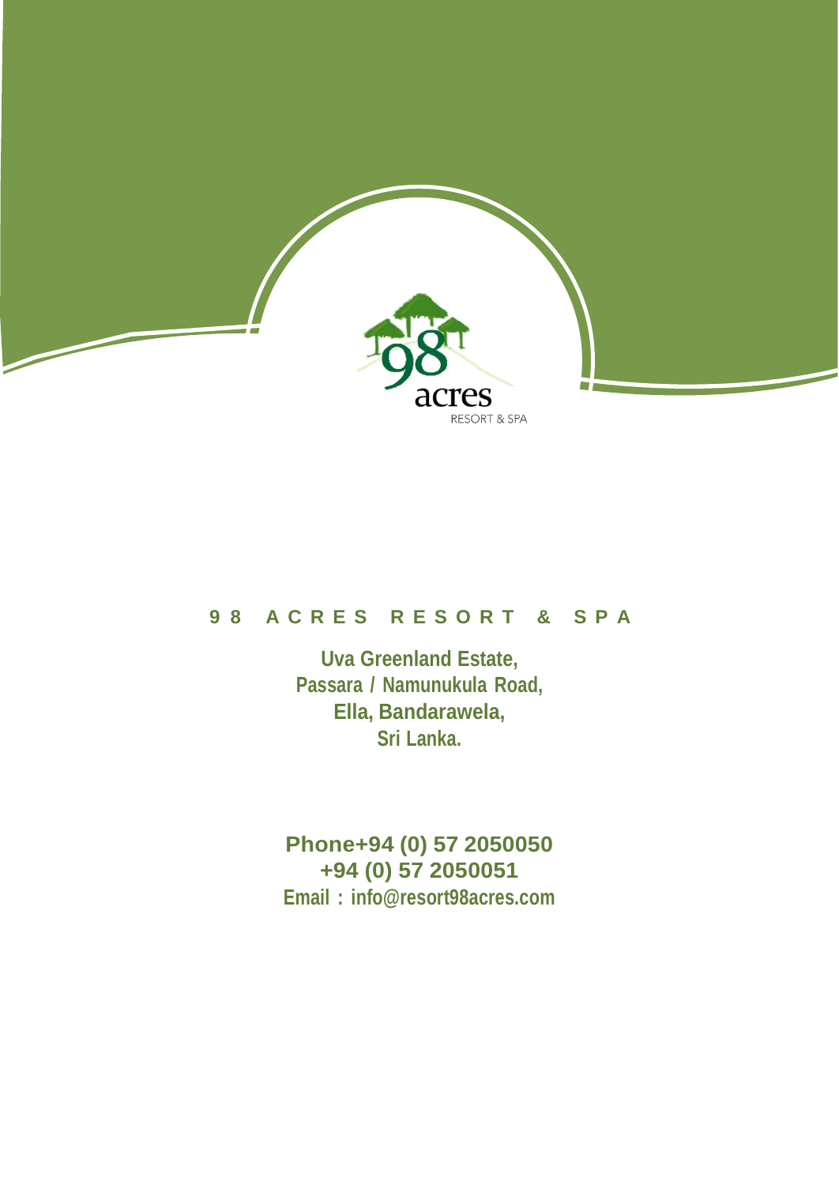98 acres
RESORT & SPA

**98 ACRES RESORT & SPA**

**Uva Greenland Estate,**
**Passara / Namunukula Road,**
**Ella, Bandarawela,**
**Sri Lanka.**

**Phone+94 (0) 57 2050050**
**+94 (0) 57 2050051**
**Email : info@resort98acres.com**